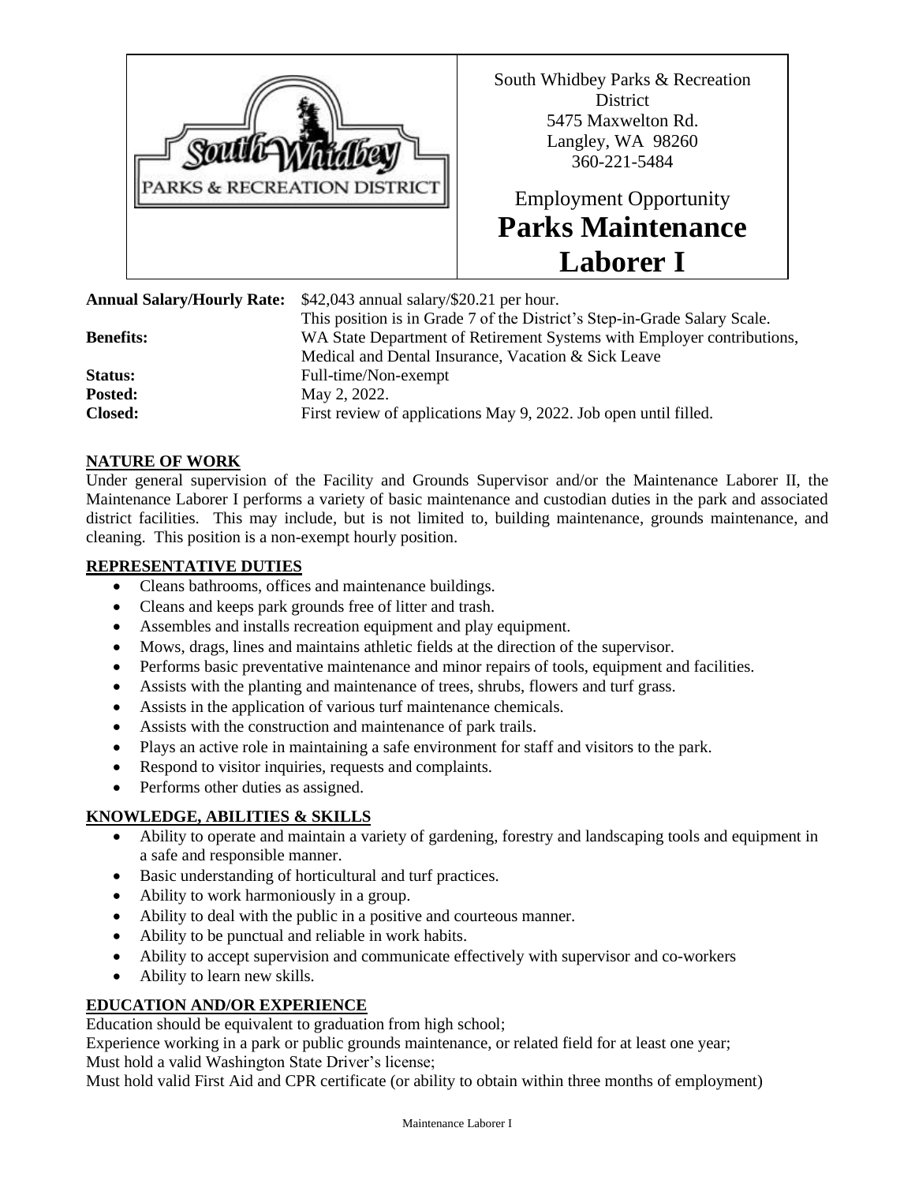South Whidbey Parks & Recreation District
5475 Maxwelton Rd.
Langley, WA 98260
360-221-5484

Employment Opportunity

# Parks Maintenance Laborer I

**Annual Salary/Hourly Rate:** $42,043 annual salary/$20.21 per hour.
This position is in Grade 7 of the District's Step-in-Grade Salary Scale.

**Benefits:** WA State Department of Retirement Systems with Employer contributions, Medical and Dental Insurance, Vacation & Sick Leave

**Status:** Full-time/Non-exempt

**Posted:** May 2, 2022.

**Closed:** First review of applications May 9, 2022. Job open until filled.

## NATURE OF WORK

Under general supervision of the Facility and Grounds Supervisor and/or the Maintenance Laborer II, the Maintenance Laborer I performs a variety of basic maintenance and custodian duties in the park and associated district facilities. This may include, but is not limited to, building maintenance, grounds maintenance, and cleaning. This position is a non-exempt hourly position.

## REPRESENTATIVE DUTIES

- Cleans bathrooms, offices and maintenance buildings.
- Cleans and keeps park grounds free of litter and trash.
- Assembles and installs recreation equipment and play equipment.
- Mows, drags, lines and maintains athletic fields at the direction of the supervisor.
- Performs basic preventative maintenance and minor repairs of tools, equipment and facilities.
- Assists with the planting and maintenance of trees, shrubs, flowers and turf grass.
- Assists in the application of various turf maintenance chemicals.
- Assists with the construction and maintenance of park trails.
- Plays an active role in maintaining a safe environment for staff and visitors to the park.
- Respond to visitor inquiries, requests and complaints.
- Performs other duties as assigned.

## KNOWLEDGE, ABILITIES & SKILLS

- Ability to operate and maintain a variety of gardening, forestry and landscaping tools and equipment in a safe and responsible manner.
- Basic understanding of horticultural and turf practices.
- Ability to work harmoniously in a group.
- Ability to deal with the public in a positive and courteous manner.
- Ability to be punctual and reliable in work habits.
- Ability to accept supervision and communicate effectively with supervisor and co-workers
- Ability to learn new skills.

## EDUCATION AND/OR EXPERIENCE

Education should be equivalent to graduation from high school;
Experience working in a park or public grounds maintenance, or related field for at least one year;
Must hold a valid Washington State Driver's license;
Must hold valid First Aid and CPR certificate (or ability to obtain within three months of employment)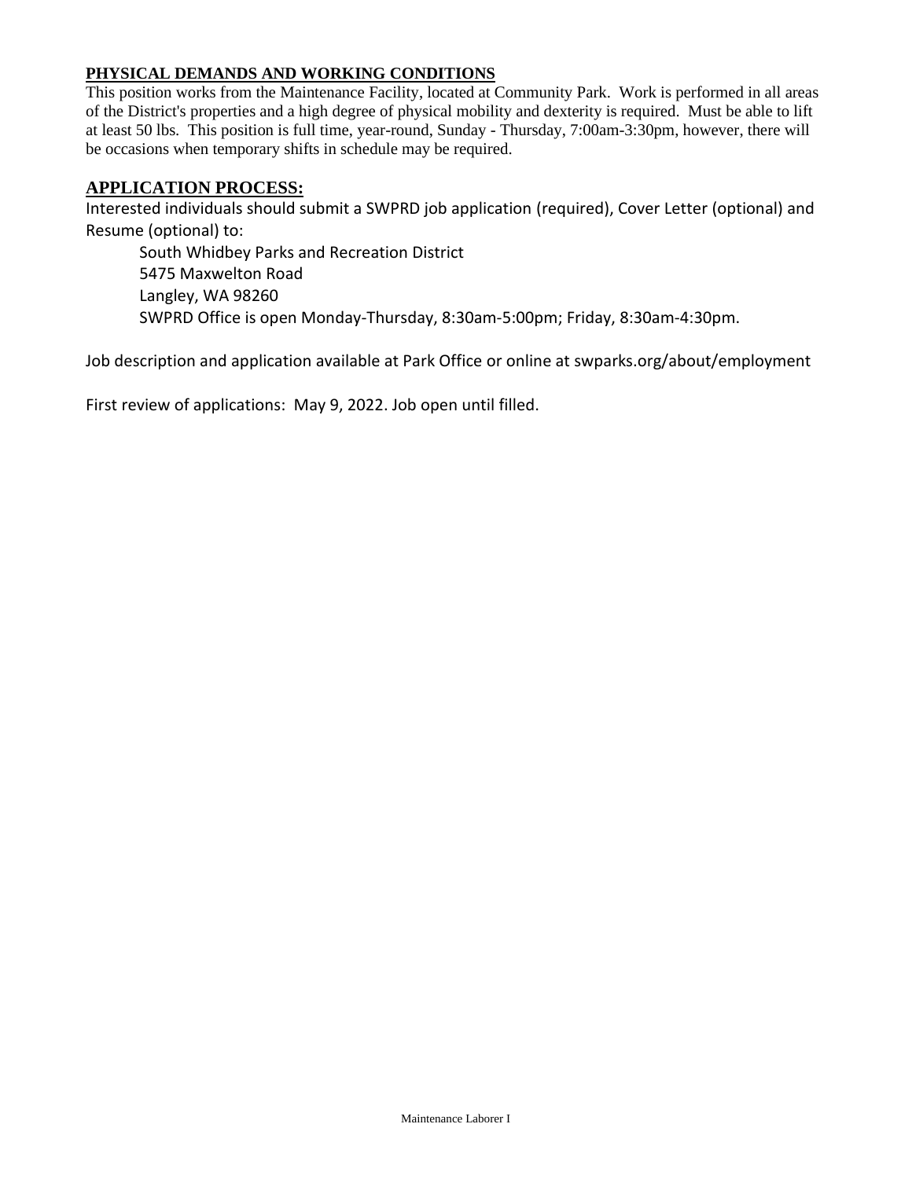## PHYSICAL DEMANDS AND WORKING CONDITIONS

This position works from the Maintenance Facility, located at Community Park. Work is performed in all areas of the District's properties and a high degree of physical mobility and dexterity is required. Must be able to lift at least 50 lbs. This position is full time, year-round, Sunday - Thursday, 7:00am-3:30pm, however, there will be occasions when temporary shifts in schedule may be required.

## APPLICATION PROCESS:

Interested individuals should submit a SWPRD job application (required), Cover Letter (optional) and Resume (optional) to:

South Whidbey Parks and Recreation District
5475 Maxwelton Road
Langley, WA 98260
SWPRD Office is open Monday-Thursday, 8:30am-5:00pm; Friday, 8:30am-4:30pm.

Job description and application available at Park Office or online at swparks.org/about/employment

First review of applications: May 9, 2022. Job open until filled.